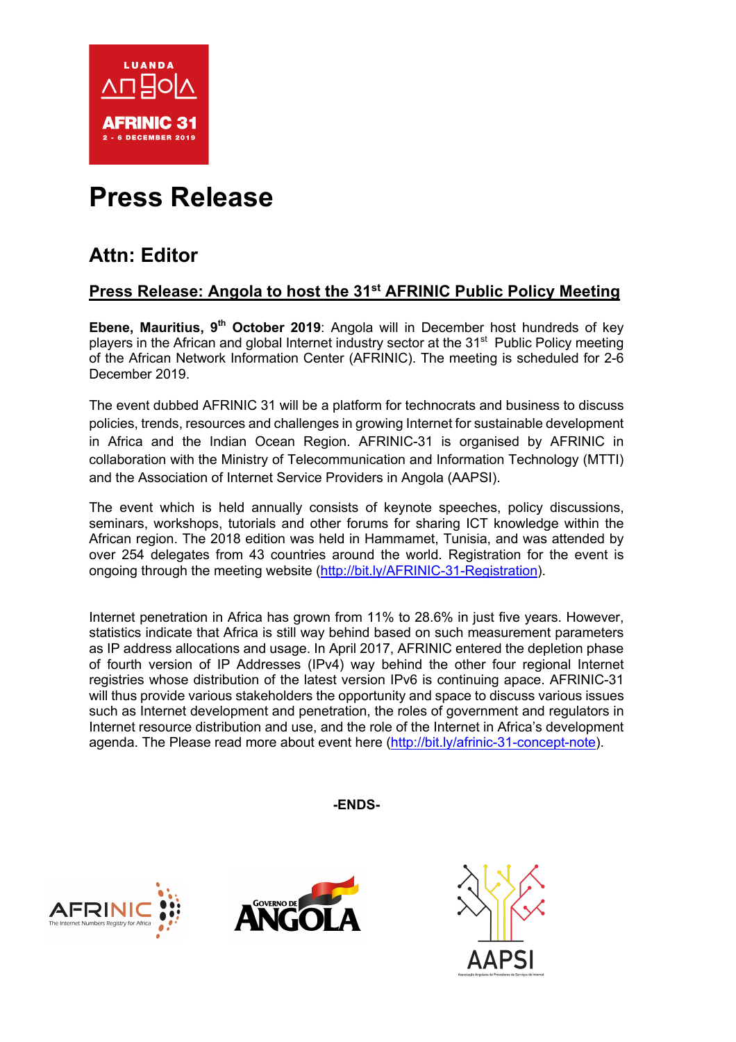# Press Release

## Attn: Editor

**Press Release: Angola to host the 31st AFRINIC Public Policy Meeting**

**Ebene, Mauritius, 9th October 2019**: Angola will in December host hundreds of key players in the African and global Internet industry sector at the 31st Public Policy meeting of the African Network Information Center (AFRINIC). The meeting is scheduled for 2-6 December 2019.

The event dubbed AFRINIC 31 will be a platform for technocrats and business to discuss policies, trends, resources and challenges in growing Internet for sustainable development in Africa and the Indian Ocean Region. AFRINIC-31 is organised by AFRINIC in collaboration with the Ministry of Telecommunication and Information Technology (MTTI) and the Association of Internet Service Providers in Angola (AAPSI).

The event which is held annually consists of keynote speeches, policy discussions, seminars, workshops, tutorials and other forums for sharing ICT knowledge within the African region. The 2018 edition was held in Hammamet, Tunisia, and was attended by over 254 delegates from 43 countries around the world. Registration for the event is ongoing through the meeting website (http://bit.ly/AFRINIC-31-Registration).

Internet penetration in Africa has grown from 11% to 28.6% in just five years. However, statistics indicate that Africa is still way behind based on such measurement parameters as IP address allocations and usage. In April 2017, AFRINIC entered the depletion phase of fourth version of IP Addresses (IPv4) way behind the other four regional Internet registries whose distribution of the latest version IPv6 is continuing apace. AFRINIC-31 will thus provide various stakeholders the opportunity and space to discuss various issues such as Internet development and penetration, the roles of government and regulators in Internet resource distribution and use, and the role of the Internet in Africa's development agenda. The Please read more about event here (http://bit.ly/afrinic-31-concept-note).

**-ENDS-**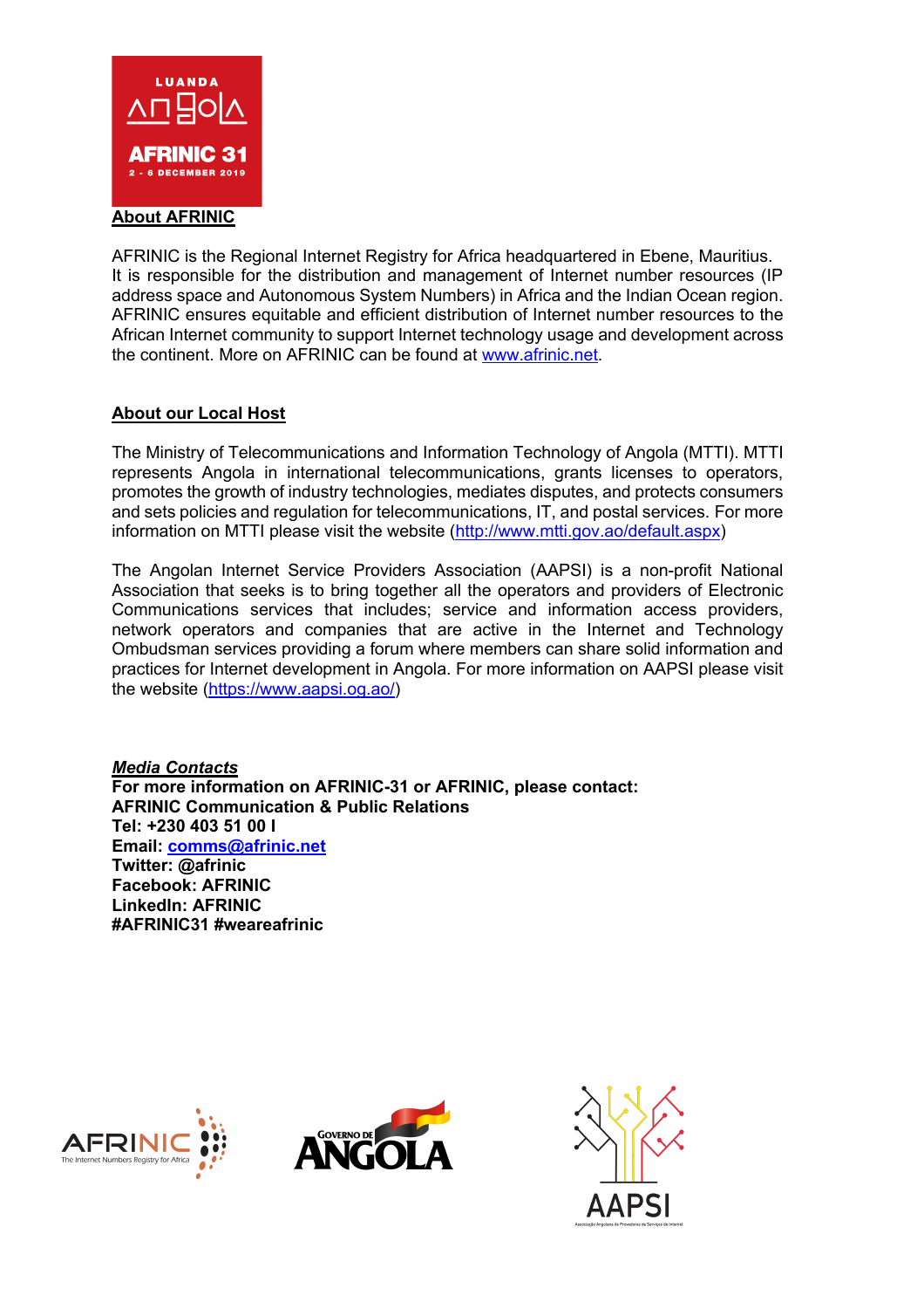## About AFRINIC

AFRINIC is the Regional Internet Registry for Africa headquartered in Ebene, Mauritius. It is responsible for the distribution and management of Internet number resources (IP address space and Autonomous System Numbers) in Africa and the Indian Ocean region. AFRINIC ensures equitable and efficient distribution of Internet number resources to the African Internet community to support Internet technology usage and development across the continent. More on AFRINIC can be found at www.afrinic.net.

## About our Local Host

The Ministry of Telecommunications and Information Technology of Angola (MTTI). MTTI represents Angola in international telecommunications, grants licenses to operators, promotes the growth of industry technologies, mediates disputes, and protects consumers and sets policies and regulation for telecommunications, IT, and postal services. For more information on MTTI please visit the website (http://www.mtti.gov.ao/default.aspx)

The Angolan Internet Service Providers Association (AAPSI) is a non-profit National Association that seeks is to bring together all the operators and providers of Electronic Communications services that includes; service and information access providers, network operators and companies that are active in the Internet and Technology Ombudsman services providing a forum where members can share solid information and practices for Internet development in Angola. For more information on AAPSI please visit the website (https://www.aapsi.og.ao/)

***Media Contacts***

**For more information on AFRINIC-31 or AFRINIC, please contact:**
**AFRINIC Communication & Public Relations**
**Tel: +230 403 51 00 I**
**Email: comms@afrinic.net**
**Twitter: @afrinic**
**Facebook: AFRINIC**
**LinkedIn: AFRINIC**
**#AFRINIC31 #weareafrinic**